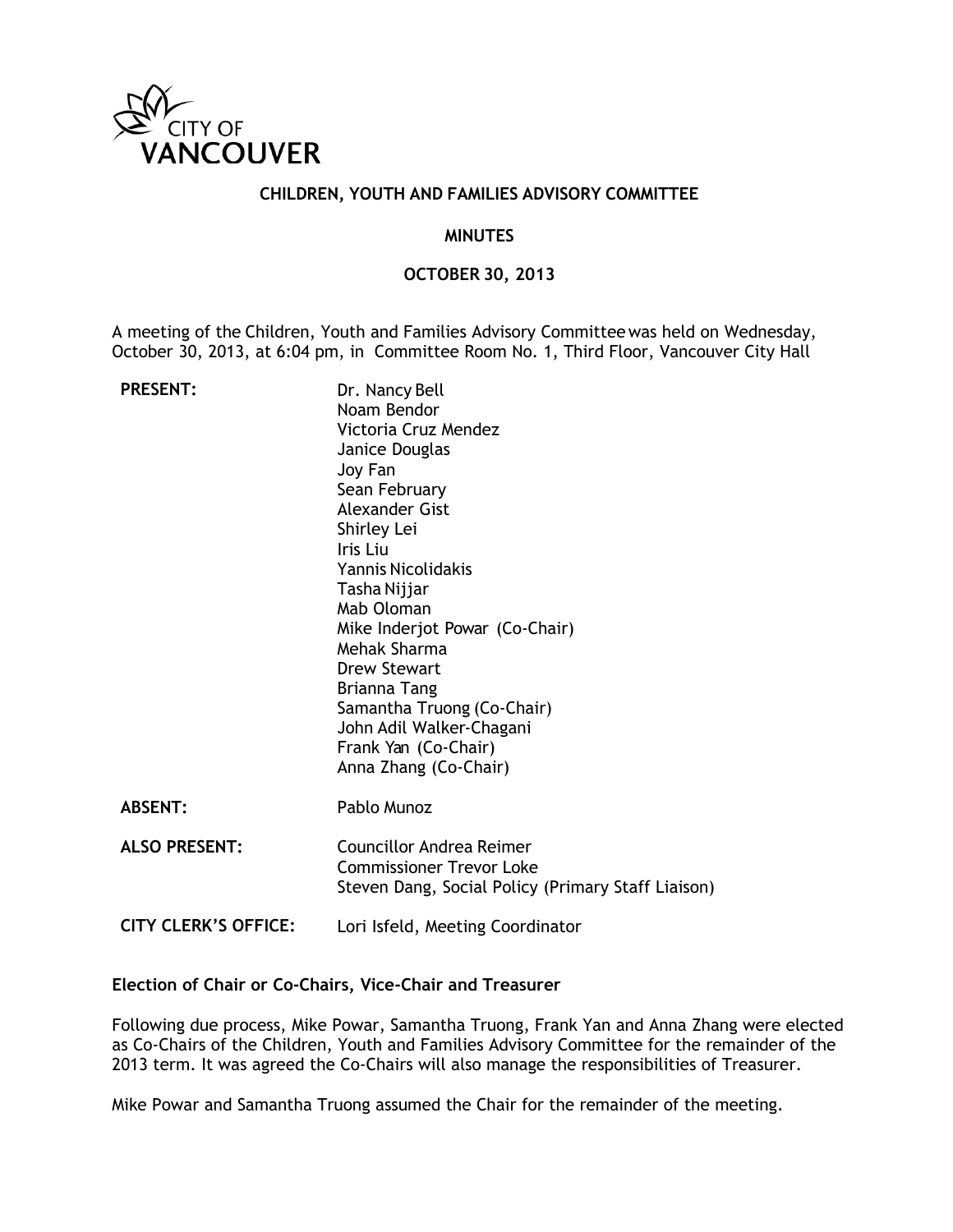CITY OF VANCOUVER

## CHILDREN, YOUTH AND FAMILIES ADVISORY COMMITTEE

## MINUTES

## OCTOBER 30, 2013

A meeting of the Children, Youth and Families Advisory Committee was held on Wednesday, October 30, 2013, at 6:04 pm, in Committee Room No. 1, Third Floor, Vancouver City Hall

| | |
|---|---|
| **PRESENT:** | Dr. Nancy Bell<br>Noam Bendor<br>Victoria Cruz Mendez<br>Janice Douglas<br>Joy Fan<br>Sean February<br>Alexander Gist<br>Shirley Lei<br>Iris Liu<br>Yannis Nicolidakis<br>Tasha Nijjar<br>Mab Oloman<br>Mike Inderjot Powar (Co-Chair)<br>Mehak Sharma<br>Drew Stewart<br>Brianna Tang<br>Samantha Truong (Co-Chair)<br>John Adil Walker-Chagani<br>Frank Yan (Co-Chair)<br>Anna Zhang (Co-Chair) |
| **ABSENT:** | Pablo Munoz |
| **ALSO PRESENT:** | Councillor Andrea Reimer<br>Commissioner Trevor Loke<br>Steven Dang, Social Policy (Primary Staff Liaison) |
| **CITY CLERK'S OFFICE:** | Lori Isfeld, Meeting Coordinator |

**Election of Chair or Co-Chairs, Vice-Chair and Treasurer**

Following due process, Mike Powar, Samantha Truong, Frank Yan and Anna Zhang were elected as Co-Chairs of the Children, Youth and Families Advisory Committee for the remainder of the 2013 term. It was agreed the Co-Chairs will also manage the responsibilities of Treasurer.

Mike Powar and Samantha Truong assumed the Chair for the remainder of the meeting.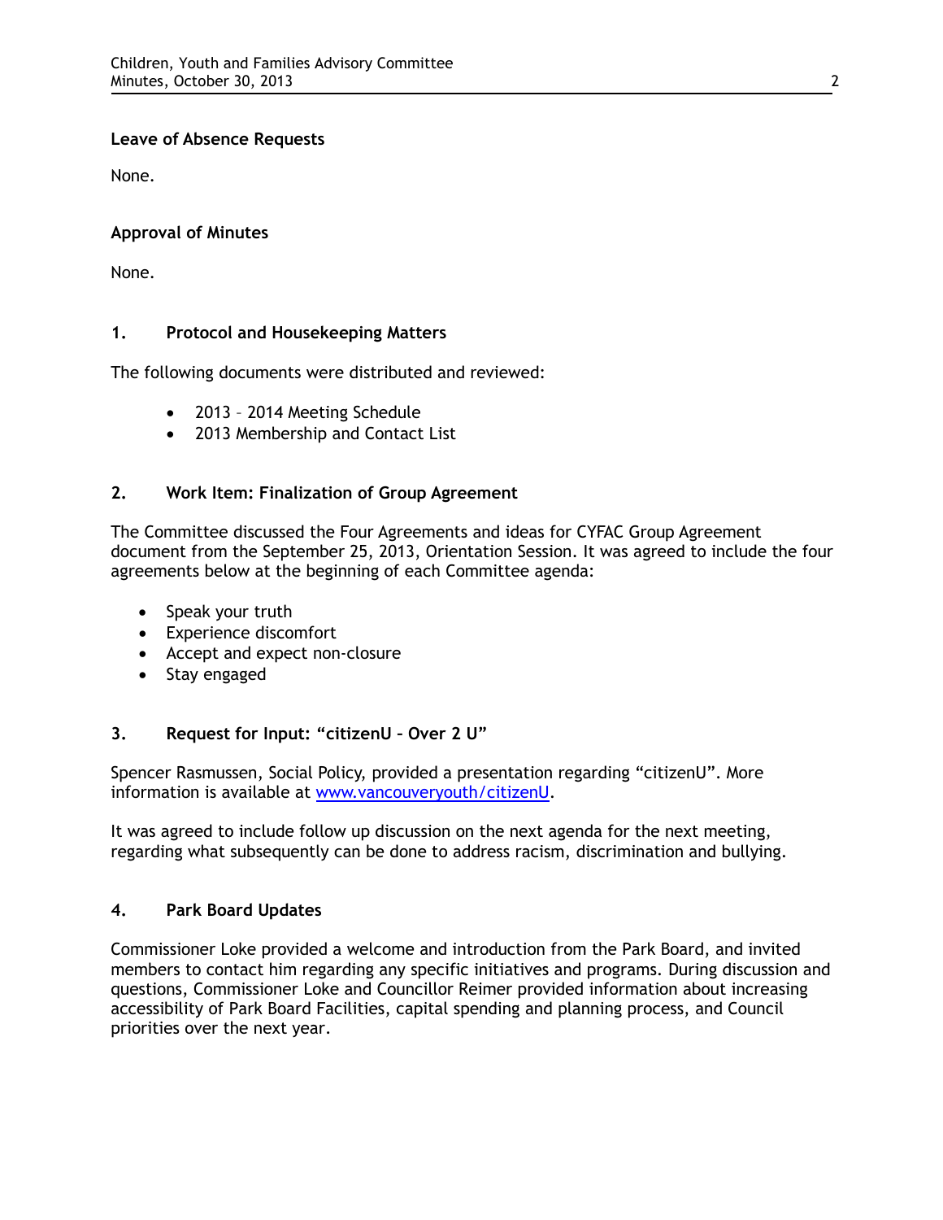**Leave of Absence Requests**

None.

**Approval of Minutes**

None.

## 1. Protocol and Housekeeping Matters

The following documents were distributed and reviewed:

- 2013 – 2014 Meeting Schedule
- 2013 Membership and Contact List

## 2. Work Item: Finalization of Group Agreement

The Committee discussed the Four Agreements and ideas for CYFAC Group Agreement document from the September 25, 2013, Orientation Session. It was agreed to include the four agreements below at the beginning of each Committee agenda:

- Speak your truth
- Experience discomfort
- Accept and expect non-closure
- Stay engaged

## 3. Request for Input: "citizenU – Over 2 U"

Spencer Rasmussen, Social Policy, provided a presentation regarding "citizenU". More information is available at www.vancouveryouth/citizenU.

It was agreed to include follow up discussion on the next agenda for the next meeting, regarding what subsequently can be done to address racism, discrimination and bullying.

## 4. Park Board Updates

Commissioner Loke provided a welcome and introduction from the Park Board, and invited members to contact him regarding any specific initiatives and programs. During discussion and questions, Commissioner Loke and Councillor Reimer provided information about increasing accessibility of Park Board Facilities, capital spending and planning process, and Council priorities over the next year.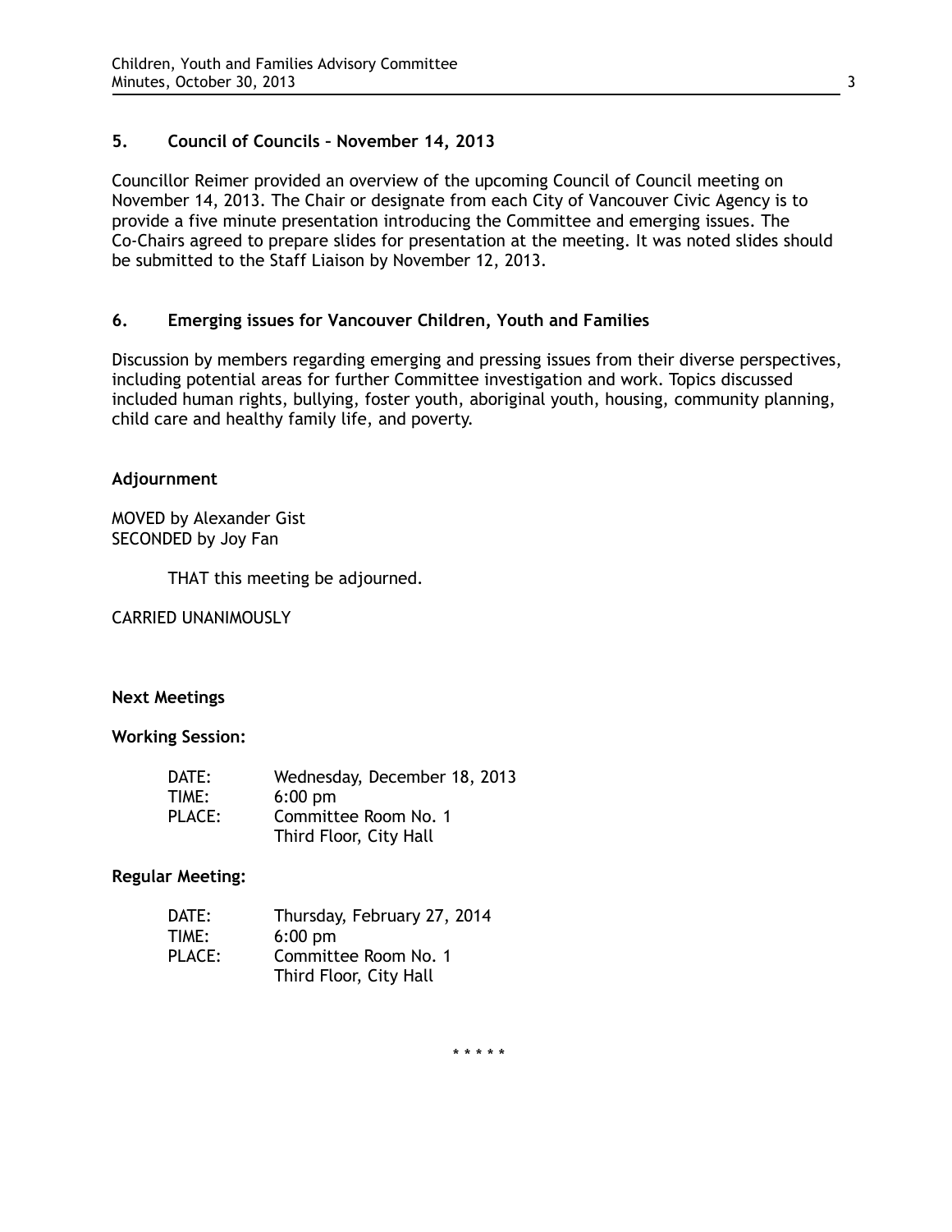## 5. Council of Councils – November 14, 2013

Councillor Reimer provided an overview of the upcoming Council of Council meeting on November 14, 2013. The Chair or designate from each City of Vancouver Civic Agency is to provide a five minute presentation introducing the Committee and emerging issues. The Co-Chairs agreed to prepare slides for presentation at the meeting. It was noted slides should be submitted to the Staff Liaison by November 12, 2013.

## 6. Emerging issues for Vancouver Children, Youth and Families

Discussion by members regarding emerging and pressing issues from their diverse perspectives, including potential areas for further Committee investigation and work. Topics discussed included human rights, bullying, foster youth, aboriginal youth, housing, community planning, child care and healthy family life, and poverty.

**Adjournment**

MOVED by Alexander Gist
SECONDED by Joy Fan

THAT this meeting be adjourned.

CARRIED UNANIMOUSLY

**Next Meetings**

**Working Session:**

DATE: Wednesday, December 18, 2013
TIME: 6:00 pm
PLACE: Committee Room No. 1
Third Floor, City Hall

**Regular Meeting:**

DATE: Thursday, February 27, 2014
TIME: 6:00 pm
PLACE: Committee Room No. 1
Third Floor, City Hall

* * * * *